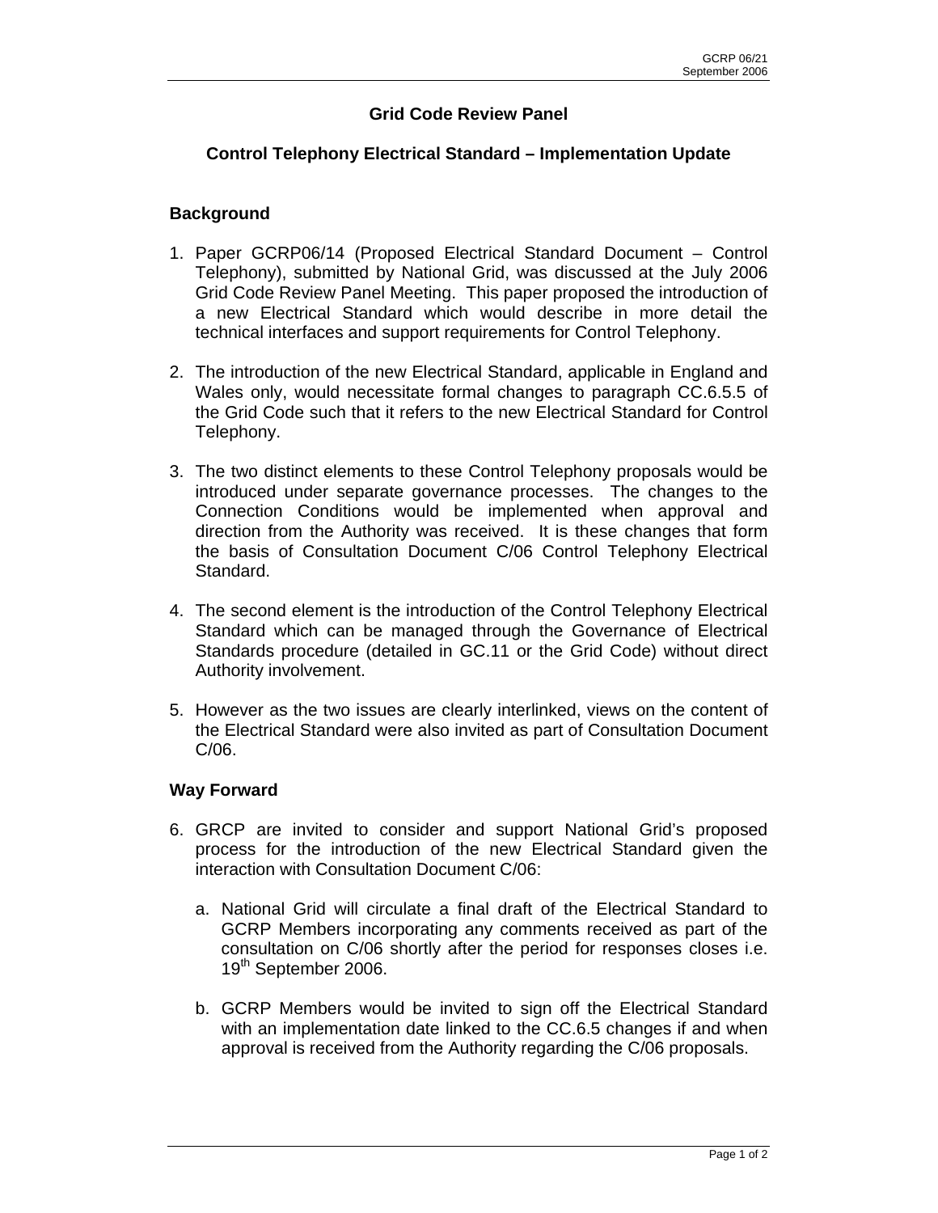# Grid Code Review Panel

## Control Telephony Electrical Standard – Implementation Update

### Background

1. Paper GCRP06/14 (Proposed Electrical Standard Document – Control Telephony), submitted by National Grid, was discussed at the July 2006 Grid Code Review Panel Meeting. This paper proposed the introduction of a new Electrical Standard which would describe in more detail the technical interfaces and support requirements for Control Telephony.

2. The introduction of the new Electrical Standard, applicable in England and Wales only, would necessitate formal changes to paragraph CC.6.5.5 of the Grid Code such that it refers to the new Electrical Standard for Control Telephony.

3. The two distinct elements to these Control Telephony proposals would be introduced under separate governance processes. The changes to the Connection Conditions would be implemented when approval and direction from the Authority was received. It is these changes that form the basis of Consultation Document C/06 Control Telephony Electrical Standard.

4. The second element is the introduction of the Control Telephony Electrical Standard which can be managed through the Governance of Electrical Standards procedure (detailed in GC.11 or the Grid Code) without direct Authority involvement.

5. However as the two issues are clearly interlinked, views on the content of the Electrical Standard were also invited as part of Consultation Document C/06.

### Way Forward

6. GRCP are invited to consider and support National Grid's proposed process for the introduction of the new Electrical Standard given the interaction with Consultation Document C/06:

   a. National Grid will circulate a final draft of the Electrical Standard to GCRP Members incorporating any comments received as part of the consultation on C/06 shortly after the period for responses closes i.e. 19th September 2006.

   b. GCRP Members would be invited to sign off the Electrical Standard with an implementation date linked to the CC.6.5 changes if and when approval is received from the Authority regarding the C/06 proposals.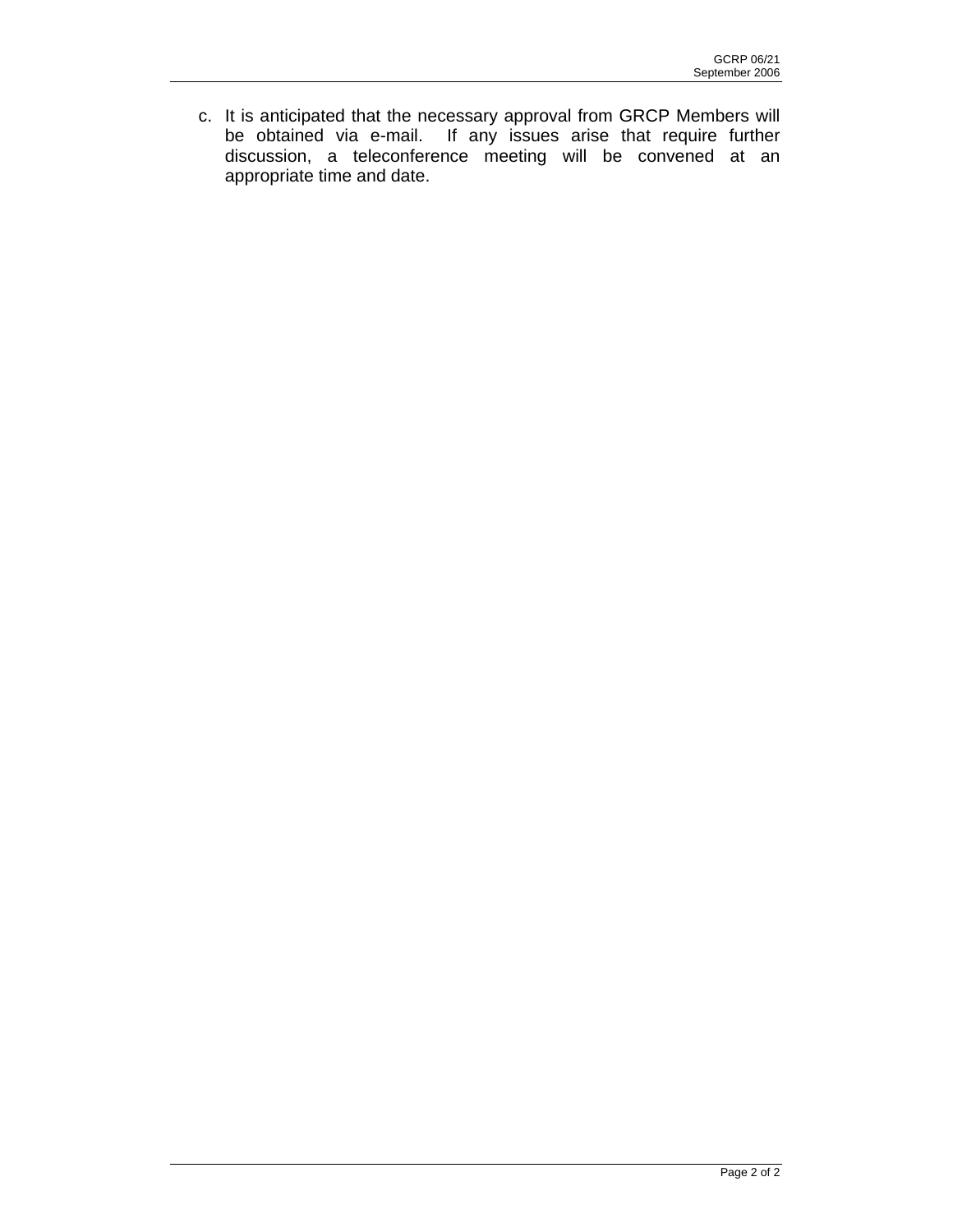c. It is anticipated that the necessary approval from GRCP Members will be obtained via e-mail. If any issues arise that require further discussion, a teleconference meeting will be convened at an appropriate time and date.